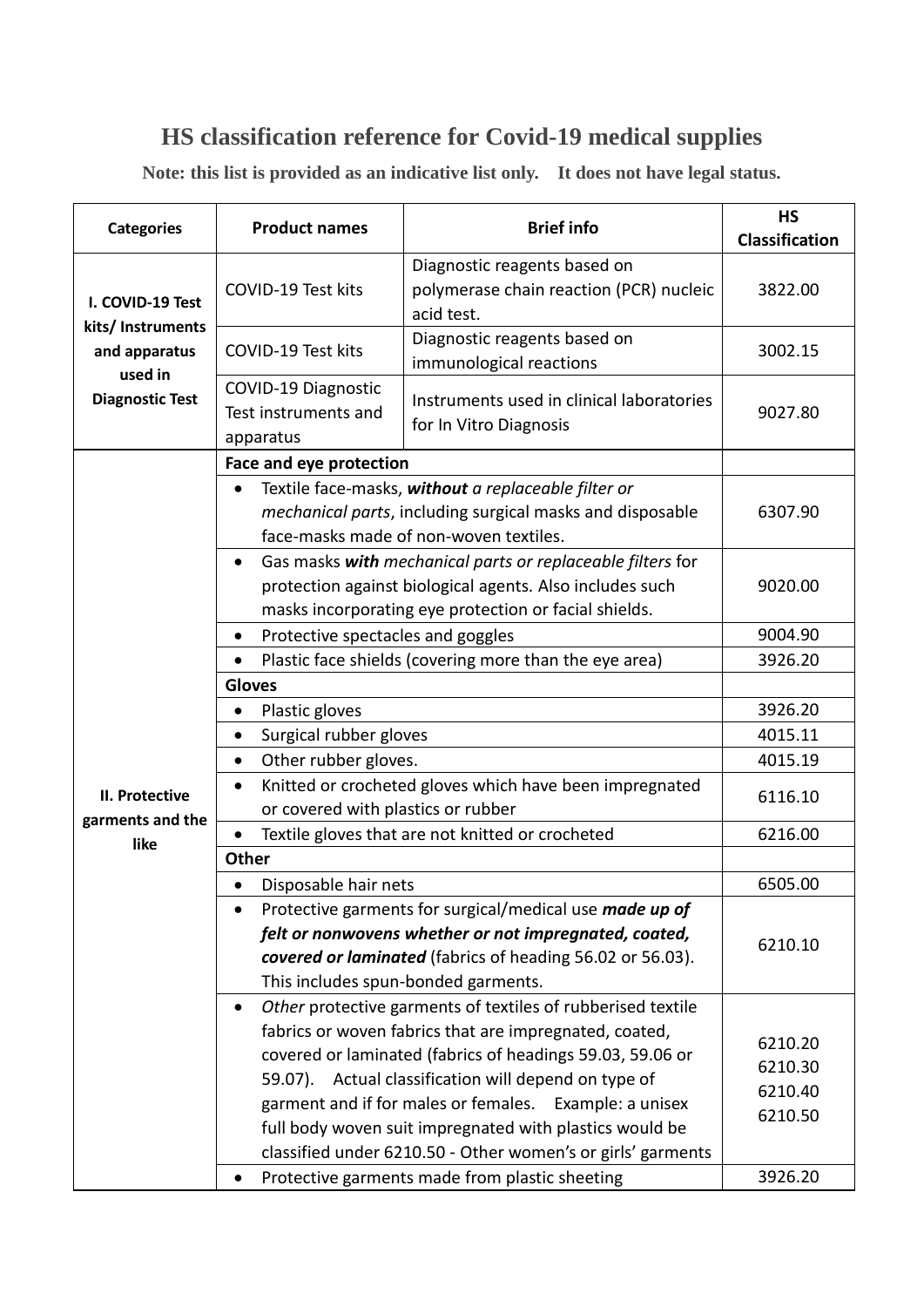# HS classification reference for Covid-19 medical supplies

**Note: this list is provided as an indicative list only. It does not have legal status.**

| Categories | Product names | Brief info | HS Classification |
|---|---|---|---|
| **I. COVID-19 Test kits/ Instruments and apparatus used in Diagnostic Test** | COVID-19 Test kits | Diagnostic reagents based on polymerase chain reaction (PCR) nucleic acid test. | 3822.00 |
| | COVID-19 Test kits | Diagnostic reagents based on immunological reactions | 3002.15 |
| | COVID-19 Diagnostic Test instruments and apparatus | Instruments used in clinical laboratories for In Vitro Diagnosis | 9027.80 |
| **II. Protective garments and the like** | **Face and eye protection** | | |
| | • Textile face-masks, ***without*** *a replaceable filter or mechanical parts*, including surgical masks and disposable face-masks made of non-woven textiles. | | 6307.90 |
| | • Gas masks ***with*** *mechanical parts or replaceable filters* for protection against biological agents. Also includes such masks incorporating eye protection or facial shields. | | 9020.00 |
| | • Protective spectacles and goggles | | 9004.90 |
| | • Plastic face shields (covering more than the eye area) | | 3926.20 |
| | **Gloves** | | |
| | • Plastic gloves | | 3926.20 |
| | • Surgical rubber gloves | | 4015.11 |
| | • Other rubber gloves. | | 4015.19 |
| | • Knitted or crocheted gloves which have been impregnated or covered with plastics or rubber | | 6116.10 |
| | • Textile gloves that are not knitted or crocheted | | 6216.00 |
| | **Other** | | |
| | • Disposable hair nets | | 6505.00 |
| | • Protective garments for surgical/medical use ***made up of felt or nonwovens whether or not impregnated, coated, covered or laminated*** (fabrics of heading 56.02 or 56.03). This includes spun-bonded garments. | | 6210.10 |
| | • *Other* protective garments of textiles of rubberised textile fabrics or woven fabrics that are impregnated, coated, covered or laminated (fabrics of headings 59.03, 59.06 or 59.07). Actual classification will depend on type of garment and if for males or females. Example: a unisex full body woven suit impregnated with plastics would be classified under 6210.50 - Other women's or girls' garments | | 6210.20 6210.30 6210.40 6210.50 |
| | • Protective garments made from plastic sheeting | | 3926.20 |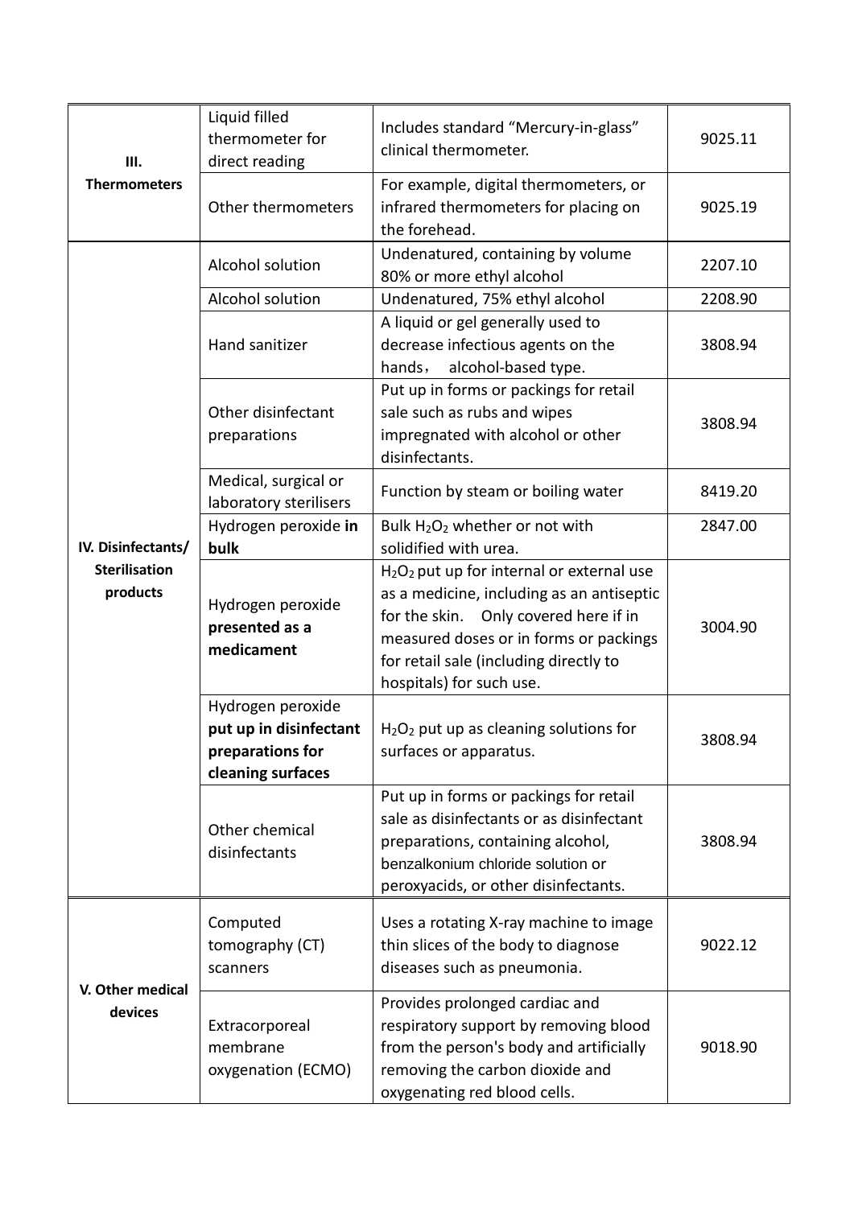| | | | |
|---|---|---|---|
| **III. Thermometers** | Liquid filled thermometer for direct reading | Includes standard “Mercury-in-glass” clinical thermometer. | 9025.11 |
| | Other thermometers | For example, digital thermometers, or infrared thermometers for placing on the forehead. | 9025.19 |
| **IV. Disinfectants/ Sterilisation products** | Alcohol solution | Undenatured, containing by volume 80% or more ethyl alcohol | 2207.10 |
| | Alcohol solution | Undenatured, 75% ethyl alcohol | 2208.90 |
| | Hand sanitizer | A liquid or gel generally used to decrease infectious agents on the hands， alcohol-based type. | 3808.94 |
| | Other disinfectant preparations | Put up in forms or packings for retail sale such as rubs and wipes impregnated with alcohol or other disinfectants. | 3808.94 |
| | Medical, surgical or laboratory sterilisers | Function by steam or boiling water | 8419.20 |
| | Hydrogen peroxide **in bulk** | Bulk $H_2O_2$ whether or not with solidified with urea. | 2847.00 |
| | Hydrogen peroxide **presented as a medicament** | $H_2O_2$ put up for internal or external use as a medicine, including as an antiseptic for the skin. Only covered here if in measured doses or in forms or packings for retail sale (including directly to hospitals) for such use. | 3004.90 |
| | Hydrogen peroxide **put up in disinfectant preparations for cleaning surfaces** | $H_2O_2$ put up as cleaning solutions for surfaces or apparatus. | 3808.94 |
| | Other chemical disinfectants | Put up in forms or packings for retail sale as disinfectants or as disinfectant preparations, containing alcohol, benzalkonium chloride solution or peroxyacids, or other disinfectants. | 3808.94 |
| **V. Other medical devices** | Computed tomography (CT) scanners | Uses a rotating X-ray machine to image thin slices of the body to diagnose diseases such as pneumonia. | 9022.12 |
| | Extracorporeal membrane oxygenation (ECMO) | Provides prolonged cardiac and respiratory support by removing blood from the person's body and artificially removing the carbon dioxide and oxygenating red blood cells. | 9018.90 |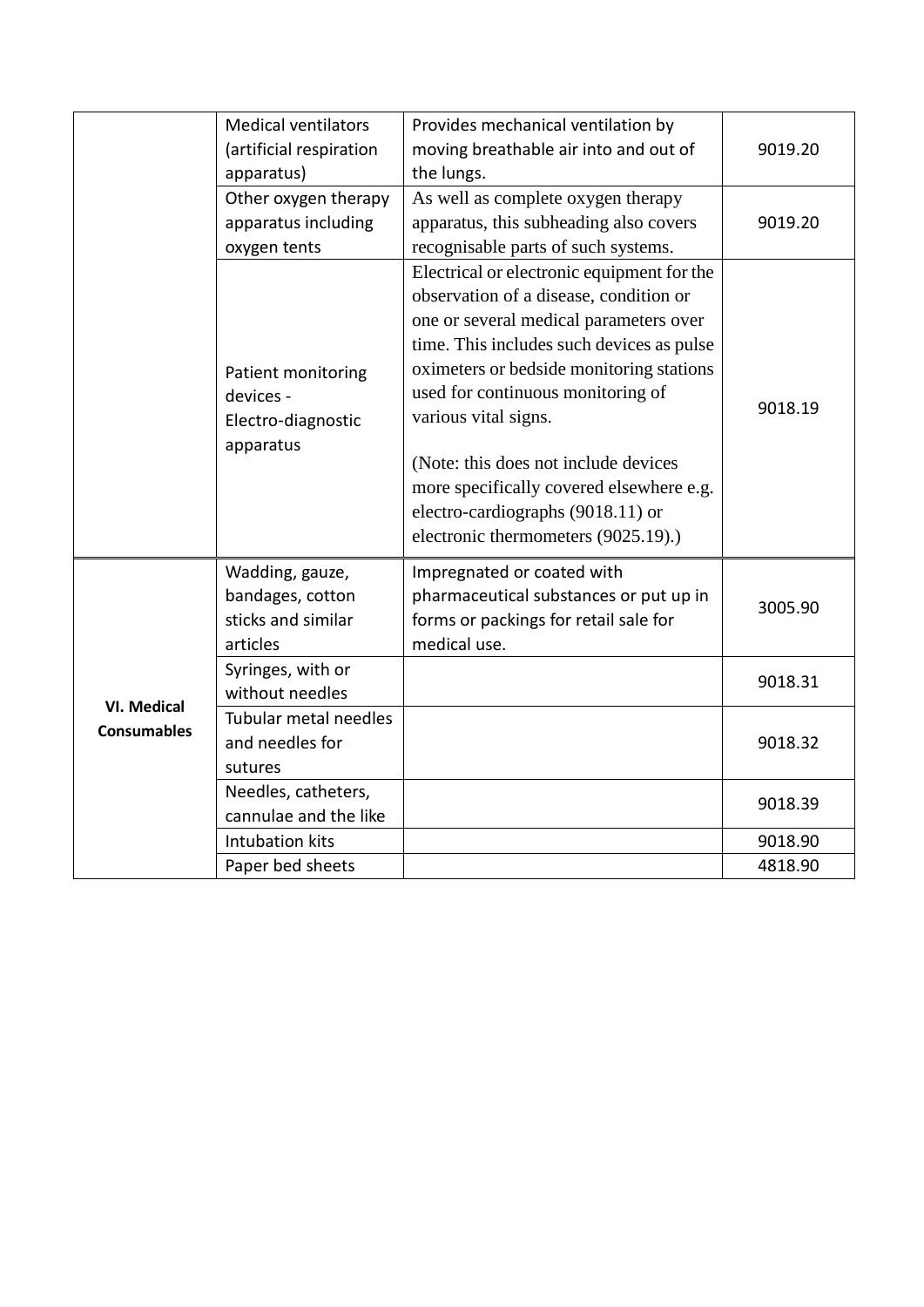| | | | |
|---|---|---|---|
| | Medical ventilators (artificial respiration apparatus) | Provides mechanical ventilation by moving breathable air into and out of the lungs. | 9019.20 |
| | Other oxygen therapy apparatus including oxygen tents | As well as complete oxygen therapy apparatus, this subheading also covers recognisable parts of such systems. | 9019.20 |
| | Patient monitoring devices - Electro-diagnostic apparatus | Electrical or electronic equipment for the observation of a disease, condition or one or several medical parameters over time. This includes such devices as pulse oximeters or bedside monitoring stations used for continuous monitoring of various vital signs. <br><br> (Note: this does not include devices more specifically covered elsewhere e.g. electro-cardiographs (9018.11) or electronic thermometers (9025.19).) | 9018.19 |
| **VI. Medical Consumables** | Wadding, gauze, bandages, cotton sticks and similar articles | Impregnated or coated with pharmaceutical substances or put up in forms or packings for retail sale for medical use. | 3005.90 |
| | Syringes, with or without needles | | 9018.31 |
| | Tubular metal needles and needles for sutures | | 9018.32 |
| | Needles, catheters, cannulae and the like | | 9018.39 |
| | Intubation kits | | 9018.90 |
| | Paper bed sheets | | 4818.90 |